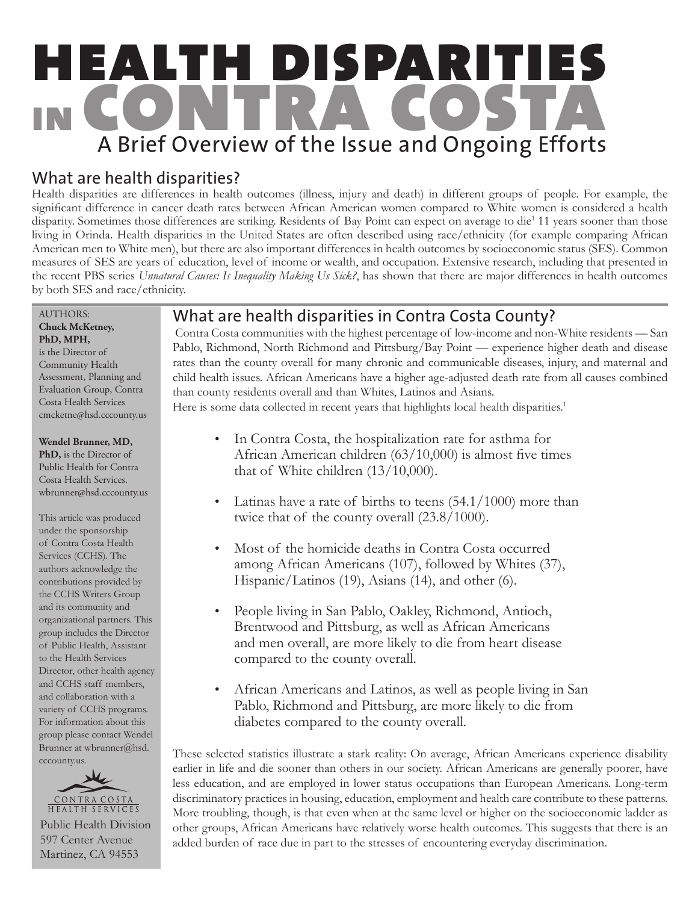# HEALTH DISPARITIES IN CONTRA COSTA

## A Brief Overview of the Issue and Ongoing Efforts

## What are health disparities?

Health disparities are differences in health outcomes (illness, injury and death) in different groups of people. For example, the significant difference in cancer death rates between African American women compared to White women is considered a health disparity. Sometimes those differences are striking. Residents of Bay Point can expect on average to die[1] 11 years sooner than those living in Orinda. Health disparities in the United States are often described using race/ethnicity (for example comparing African American men to White men), but there are also important differences in health outcomes by socioeconomic status (SES). Common measures of SES are years of education, level of income or wealth, and occupation. Extensive research, including that presented in the recent PBS series *Unnatural Causes: Is Inequality Making Us Sick?*, has shown that there are major differences in health outcomes by both SES and race/ethnicity.

## What are health disparities in Contra Costa County?

Contra Costa communities with the highest percentage of low-income and non-White residents — San Pablo, Richmond, North Richmond and Pittsburg/Bay Point — experience higher death and disease rates than the county overall for many chronic and communicable diseases, injury, and maternal and child health issues. African Americans have a higher age-adjusted death rate from all causes combined than county residents overall and than Whites, Latinos and Asians.

Here is some data collected in recent years that highlights local health disparities.[1]

- In Contra Costa, the hospitalization rate for asthma for African American children (63/10,000) is almost five times that of White children (13/10,000).
- Latinas have a rate of births to teens (54.1/1000) more than twice that of the county overall (23.8/1000).
- Most of the homicide deaths in Contra Costa occurred among African Americans (107), followed by Whites (37), Hispanic/Latinos (19), Asians (14), and other (6).
- People living in San Pablo, Oakley, Richmond, Antioch, Brentwood and Pittsburg, as well as African Americans and men overall, are more likely to die from heart disease compared to the county overall.
- African Americans and Latinos, as well as people living in San Pablo, Richmond and Pittsburg, are more likely to die from diabetes compared to the county overall.

These selected statistics illustrate a stark reality: On average, African Americans experience disability earlier in life and die sooner than others in our society. African Americans are generally poorer, have less education, and are employed in lower status occupations than European Americans. Long-term discriminatory practices in housing, education, employment and health care contribute to these patterns. More troubling, though, is that even when at the same level or higher on the socioeconomic ladder as other groups, African Americans have relatively worse health outcomes. This suggests that there is an added burden of race due in part to the stresses of encountering everyday discrimination.

---

AUTHORS:

**Chuck McKetney, PhD, MPH,** is the Director of Community Health Assessment, Planning and Evaluation Group, Contra Costa Health Services cmcketne@hsd.cccounty.us

**Wendel Brunner, MD, PhD,** is the Director of Public Health for Contra Costa Health Services. wbrunner@hsd.cccounty.us

This article was produced under the sponsorship of Contra Costa Health Services (CCHS). The authors acknowledge the contributions provided by the CCHS Writers Group and its community and organizational partners. This group includes the Director of Public Health, Assistant to the Health Services Director, other health agency and CCHS staff members, and collaboration with a variety of CCHS programs. For information about this group please contact Wendel Brunner at wbrunner@hsd.cccounty.us.

CONTRA COSTA HEALTH SERVICES

Public Health Division
597 Center Avenue
Martinez, CA 94553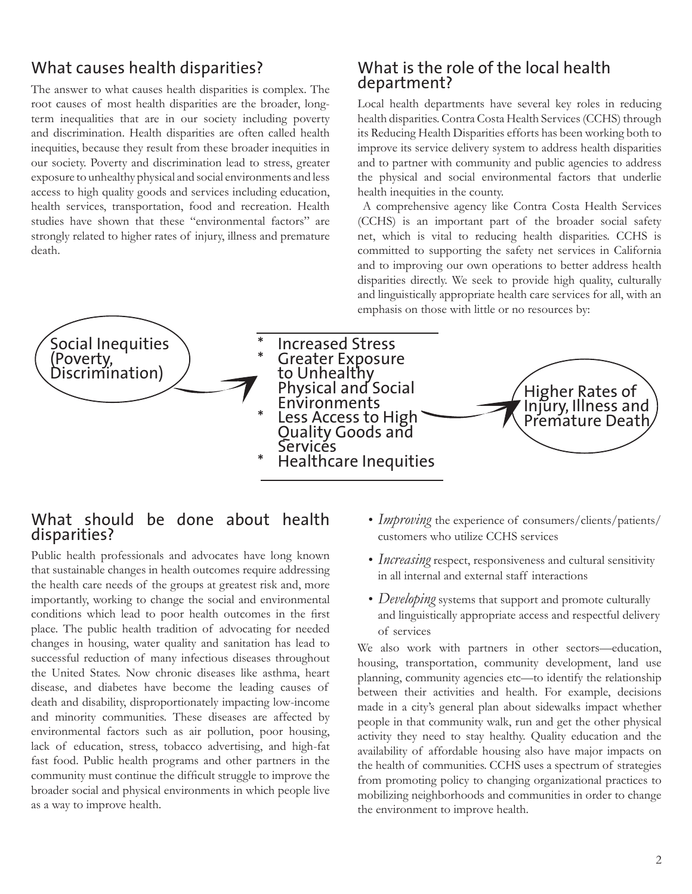## What causes health disparities?

The answer to what causes health disparities is complex. The root causes of most health disparities are the broader, long-term inequalities that are in our society including poverty and discrimination. Health disparities are often called health inequities, because they result from these broader inequities in our society. Poverty and discrimination lead to stress, greater exposure to unhealthy physical and social environments and less access to high quality goods and services including education, health services, transportation, food and recreation. Health studies have shown that these "environmental factors" are strongly related to higher rates of injury, illness and premature death.

## What is the role of the local health department?

Local health departments have several key roles in reducing health disparities. Contra Costa Health Services (CCHS) through its Reducing Health Disparities efforts has been working both to improve its service delivery system to address health disparities and to partner with community and public agencies to address the physical and social environmental factors that underlie health inequities in the county.

A comprehensive agency like Contra Costa Health Services (CCHS) is an important part of the broader social safety net, which is vital to reducing health disparities. CCHS is committed to supporting the safety net services in California and to improving our own operations to better address health disparities directly. We seek to provide high quality, culturally and linguistically appropriate health care services for all, with an emphasis on those with little or no resources by:

Social Inequities (Poverty, Discrimination) →

* Increased Stress
* Greater Exposure to Unhealthy Physical and Social Environments
* Less Access to High Quality Goods and Services
* Healthcare Inequities

→ Higher Rates of Injury, Illness and Premature Death

## What should be done about health disparities?

Public health professionals and advocates have long known that sustainable changes in health outcomes require addressing the health care needs of the groups at greatest risk and, more importantly, working to change the social and environmental conditions which lead to poor health outcomes in the first place. The public health tradition of advocating for needed changes in housing, water quality and sanitation has lead to successful reduction of many infectious diseases throughout the United States. Now chronic diseases like asthma, heart disease, and diabetes have become the leading causes of death and disability, disproportionately impacting low-income and minority communities. These diseases are affected by environmental factors such as air pollution, poor housing, lack of education, stress, tobacco advertising, and high-fat fast food. Public health programs and other partners in the community must continue the difficult struggle to improve the broader social and physical environments in which people live as a way to improve health.

- *Improving* the experience of consumers/clients/patients/customers who utilize CCHS services
- *Increasing* respect, responsiveness and cultural sensitivity in all internal and external staff interactions
- *Developing* systems that support and promote culturally and linguistically appropriate access and respectful delivery of services

We also work with partners in other sectors—education, housing, transportation, community development, land use planning, community agencies etc—to identify the relationship between their activities and health. For example, decisions made in a city's general plan about sidewalks impact whether people in that community walk, run and get the other physical activity they need to stay healthy. Quality education and the availability of affordable housing also have major impacts on the health of communities. CCHS uses a spectrum of strategies from promoting policy to changing organizational practices to mobilizing neighborhoods and communities in order to change the environment to improve health.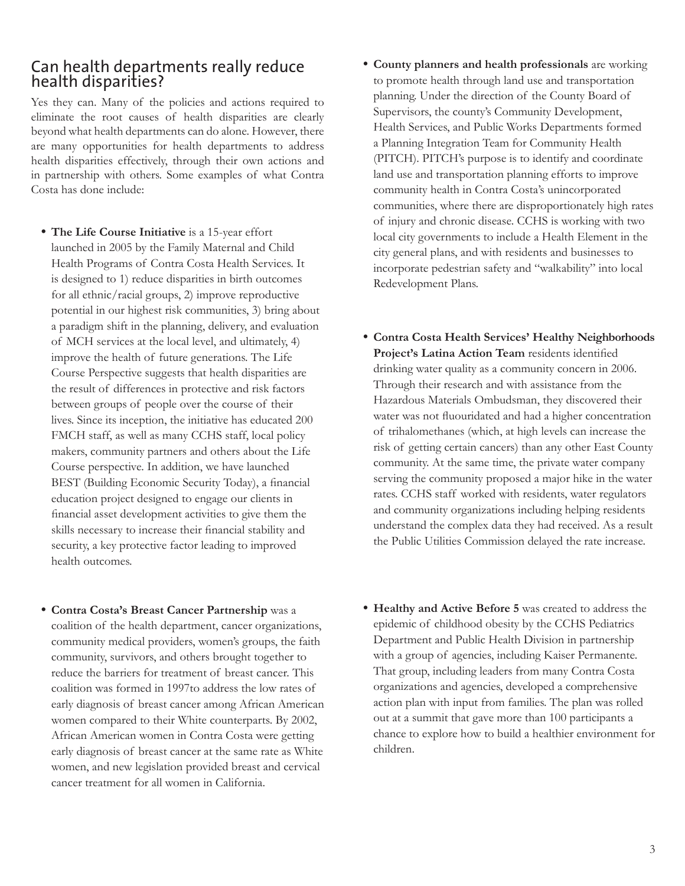## Can health departments really reduce health disparities?

Yes they can. Many of the policies and actions required to eliminate the root causes of health disparities are clearly beyond what health departments can do alone. However, there are many opportunities for health departments to address health disparities effectively, through their own actions and in partnership with others. Some examples of what Contra Costa has done include:

- **The Life Course Initiative** is a 15-year effort launched in 2005 by the Family Maternal and Child Health Programs of Contra Costa Health Services. It is designed to 1) reduce disparities in birth outcomes for all ethnic/racial groups, 2) improve reproductive potential in our highest risk communities, 3) bring about a paradigm shift in the planning, delivery, and evaluation of MCH services at the local level, and ultimately, 4) improve the health of future generations. The Life Course Perspective suggests that health disparities are the result of differences in protective and risk factors between groups of people over the course of their lives. Since its inception, the initiative has educated 200 FMCH staff, as well as many CCHS staff, local policy makers, community partners and others about the Life Course perspective. In addition, we have launched BEST (Building Economic Security Today), a financial education project designed to engage our clients in financial asset development activities to give them the skills necessary to increase their financial stability and security, a key protective factor leading to improved health outcomes.

- **Contra Costa's Breast Cancer Partnership** was a coalition of the health department, cancer organizations, community medical providers, women's groups, the faith community, survivors, and others brought together to reduce the barriers for treatment of breast cancer. This coalition was formed in 1997to address the low rates of early diagnosis of breast cancer among African American women compared to their White counterparts. By 2002, African American women in Contra Costa were getting early diagnosis of breast cancer at the same rate as White women, and new legislation provided breast and cervical cancer treatment for all women in California.

- **County planners and health professionals** are working to promote health through land use and transportation planning. Under the direction of the County Board of Supervisors, the county's Community Development, Health Services, and Public Works Departments formed a Planning Integration Team for Community Health (PITCH). PITCH's purpose is to identify and coordinate land use and transportation planning efforts to improve community health in Contra Costa's unincorporated communities, where there are disproportionately high rates of injury and chronic disease. CCHS is working with two local city governments to include a Health Element in the city general plans, and with residents and businesses to incorporate pedestrian safety and "walkability" into local Redevelopment Plans.

- **Contra Costa Health Services' Healthy Neighborhoods Project's Latina Action Team** residents identified drinking water quality as a community concern in 2006. Through their research and with assistance from the Hazardous Materials Ombudsman, they discovered their water was not fluouridated and had a higher concentration of trihalomethanes (which, at high levels can increase the risk of getting certain cancers) than any other East County community. At the same time, the private water company serving the community proposed a major hike in the water rates. CCHS staff worked with residents, water regulators and community organizations including helping residents understand the complex data they had received. As a result the Public Utilities Commission delayed the rate increase.

- **Healthy and Active Before 5** was created to address the epidemic of childhood obesity by the CCHS Pediatrics Department and Public Health Division in partnership with a group of agencies, including Kaiser Permanente. That group, including leaders from many Contra Costa organizations and agencies, developed a comprehensive action plan with input from families. The plan was rolled out at a summit that gave more than 100 participants a chance to explore how to build a healthier environment for children.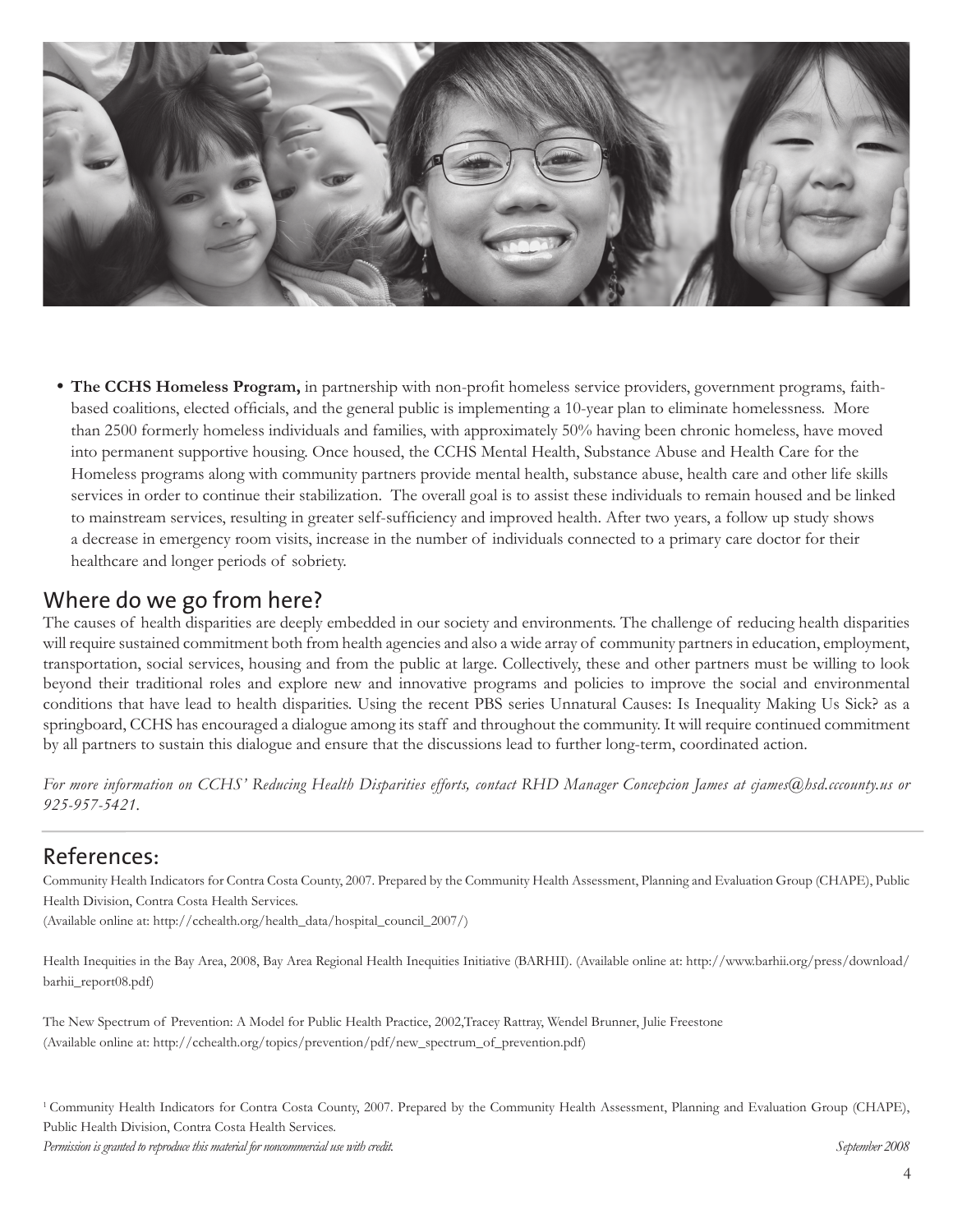- **The CCHS Homeless Program,** in partnership with non-profit homeless service providers, government programs, faith-based coalitions, elected officials, and the general public is implementing a 10-year plan to eliminate homelessness. More than 2500 formerly homeless individuals and families, with approximately 50% having been chronic homeless, have moved into permanent supportive housing. Once housed, the CCHS Mental Health, Substance Abuse and Health Care for the Homeless programs along with community partners provide mental health, substance abuse, health care and other life skills services in order to continue their stabilization. The overall goal is to assist these individuals to remain housed and be linked to mainstream services, resulting in greater self-sufficiency and improved health. After two years, a follow up study shows a decrease in emergency room visits, increase in the number of individuals connected to a primary care doctor for their healthcare and longer periods of sobriety.

## Where do we go from here?

The causes of health disparities are deeply embedded in our society and environments. The challenge of reducing health disparities will require sustained commitment both from health agencies and also a wide array of community partners in education, employment, transportation, social services, housing and from the public at large. Collectively, these and other partners must be willing to look beyond their traditional roles and explore new and innovative programs and policies to improve the social and environmental conditions that have lead to health disparities. Using the recent PBS series Unnatural Causes: Is Inequality Making Us Sick? as a springboard, CCHS has encouraged a dialogue among its staff and throughout the community. It will require continued commitment by all partners to sustain this dialogue and ensure that the discussions lead to further long-term, coordinated action.

*For more information on CCHS' Reducing Health Disparities efforts, contact RHD Manager Concepcion James at cjames@hsd.cccounty.us or 925-957-5421.*

## References:

Community Health Indicators for Contra Costa County, 2007. Prepared by the Community Health Assessment, Planning and Evaluation Group (CHAPE), Public Health Division, Contra Costa Health Services.
(Available online at: http://cchealth.org/health_data/hospital_council_2007/)

Health Inequities in the Bay Area, 2008, Bay Area Regional Health Inequities Initiative (BARHII). (Available online at: http://www.barhii.org/press/download/barhii_report08.pdf)

The New Spectrum of Prevention: A Model for Public Health Practice, 2002,Tracey Rattray, Wendel Brunner, Julie Freestone
(Available online at: http://cchealth.org/topics/prevention/pdf/new_spectrum_of_prevention.pdf)

[1] Community Health Indicators for Contra Costa County, 2007. Prepared by the Community Health Assessment, Planning and Evaluation Group (CHAPE), Public Health Division, Contra Costa Health Services.

*Permission is granted to reproduce this material for noncommercial use with credit.* *September 2008*